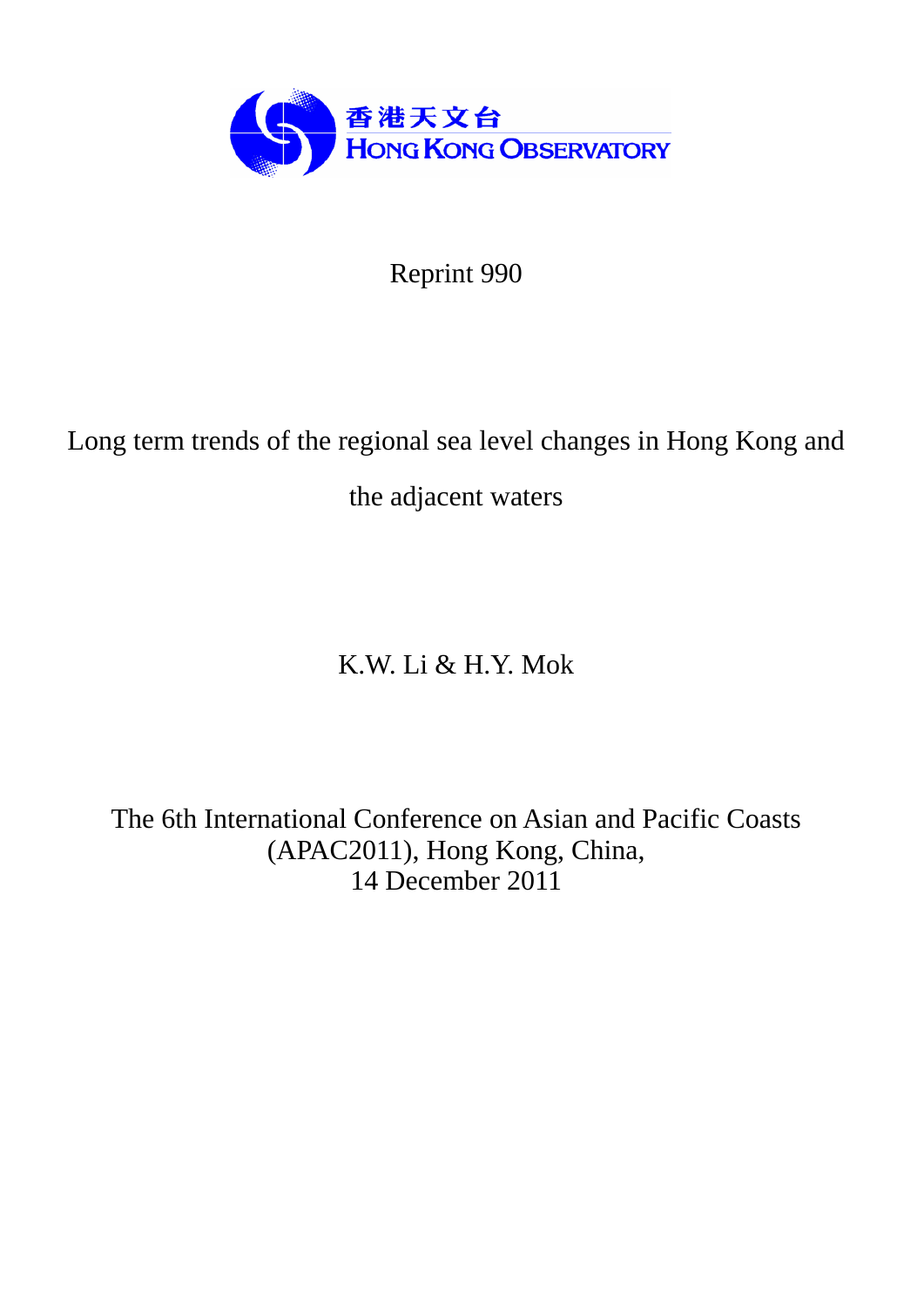香港天文台
HONG KONG OBSERVATORY

Reprint 990

# Long term trends of the regional sea level changes in Hong Kong and the adjacent waters

K.W. Li & H.Y. Mok

The 6th International Conference on Asian and Pacific Coasts (APAC2011), Hong Kong, China,
14 December 2011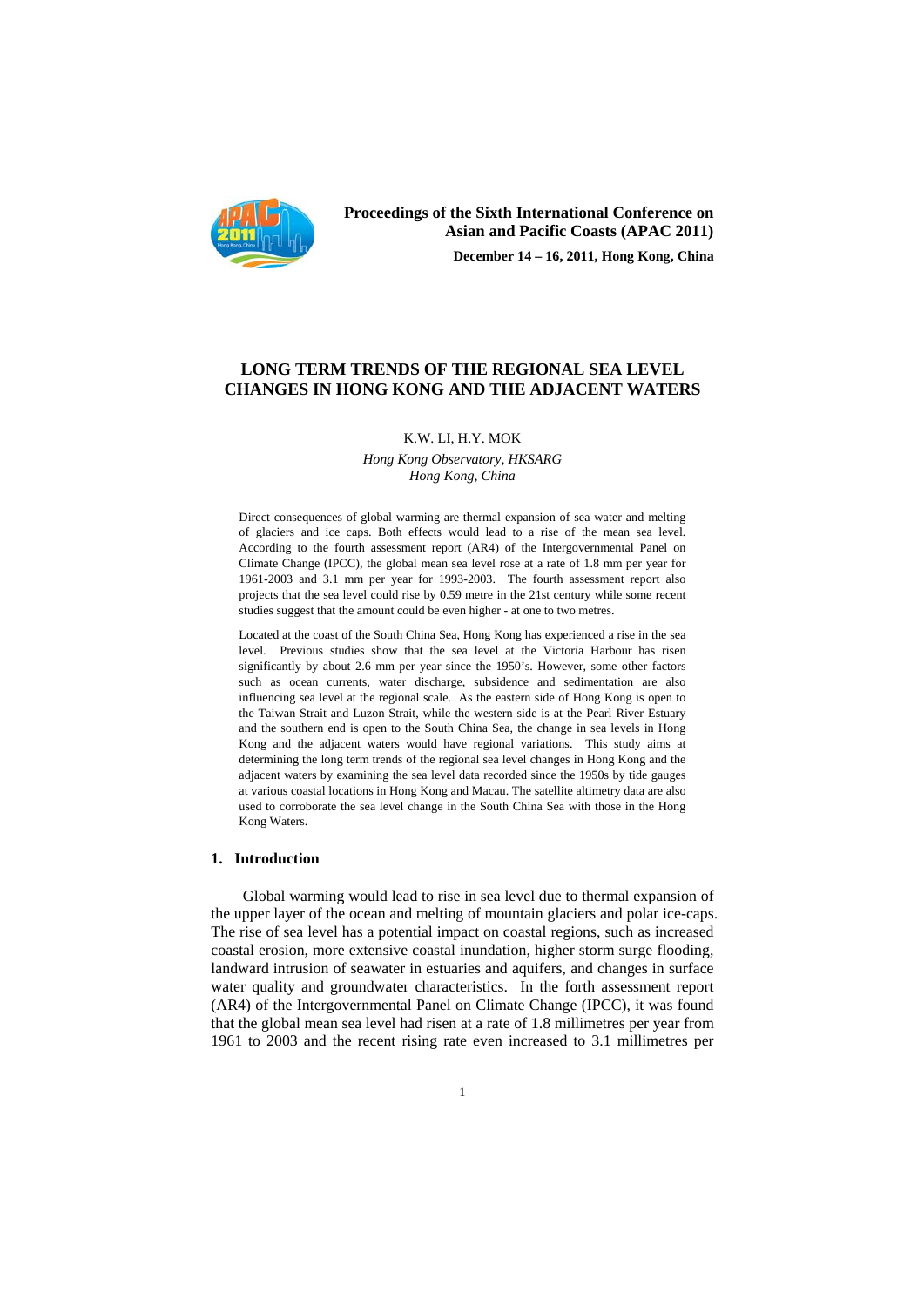Proceedings of the Sixth International Conference on Asian and Pacific Coasts (APAC 2011)

December 14 – 16, 2011, Hong Kong, China

# LONG TERM TRENDS OF THE REGIONAL SEA LEVEL CHANGES IN HONG KONG AND THE ADJACENT WATERS

K.W. LI, H.Y. MOK

*Hong Kong Observatory, HKSARG*
*Hong Kong, China*

Direct consequences of global warming are thermal expansion of sea water and melting of glaciers and ice caps. Both effects would lead to a rise of the mean sea level. According to the fourth assessment report (AR4) of the Intergovernmental Panel on Climate Change (IPCC), the global mean sea level rose at a rate of 1.8 mm per year for 1961-2003 and 3.1 mm per year for 1993-2003. The fourth assessment report also projects that the sea level could rise by 0.59 metre in the 21st century while some recent studies suggest that the amount could be even higher - at one to two metres.

Located at the coast of the South China Sea, Hong Kong has experienced a rise in the sea level. Previous studies show that the sea level at the Victoria Harbour has risen significantly by about 2.6 mm per year since the 1950's. However, some other factors such as ocean currents, water discharge, subsidence and sedimentation are also influencing sea level at the regional scale. As the eastern side of Hong Kong is open to the Taiwan Strait and Luzon Strait, while the western side is at the Pearl River Estuary and the southern end is open to the South China Sea, the change in sea levels in Hong Kong and the adjacent waters would have regional variations. This study aims at determining the long term trends of the regional sea level changes in Hong Kong and the adjacent waters by examining the sea level data recorded since the 1950s by tide gauges at various coastal locations in Hong Kong and Macau. The satellite altimetry data are also used to corroborate the sea level change in the South China Sea with those in the Hong Kong Waters.

## 1. Introduction

Global warming would lead to rise in sea level due to thermal expansion of the upper layer of the ocean and melting of mountain glaciers and polar ice-caps. The rise of sea level has a potential impact on coastal regions, such as increased coastal erosion, more extensive coastal inundation, higher storm surge flooding, landward intrusion of seawater in estuaries and aquifers, and changes in surface water quality and groundwater characteristics. In the forth assessment report (AR4) of the Intergovernmental Panel on Climate Change (IPCC), it was found that the global mean sea level had risen at a rate of 1.8 millimetres per year from 1961 to 2003 and the recent rising rate even increased to 3.1 millimetres per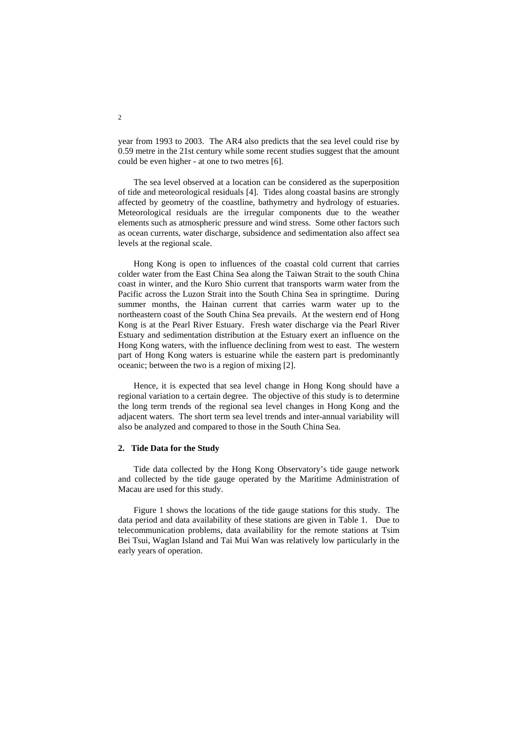year from 1993 to 2003. The AR4 also predicts that the sea level could rise by 0.59 metre in the 21st century while some recent studies suggest that the amount could be even higher - at one to two metres [6].

The sea level observed at a location can be considered as the superposition of tide and meteorological residuals [4]. Tides along coastal basins are strongly affected by geometry of the coastline, bathymetry and hydrology of estuaries. Meteorological residuals are the irregular components due to the weather elements such as atmospheric pressure and wind stress. Some other factors such as ocean currents, water discharge, subsidence and sedimentation also affect sea levels at the regional scale.

Hong Kong is open to influences of the coastal cold current that carries colder water from the East China Sea along the Taiwan Strait to the south China coast in winter, and the Kuro Shio current that transports warm water from the Pacific across the Luzon Strait into the South China Sea in springtime. During summer months, the Hainan current that carries warm water up to the northeastern coast of the South China Sea prevails. At the western end of Hong Kong is at the Pearl River Estuary. Fresh water discharge via the Pearl River Estuary and sedimentation distribution at the Estuary exert an influence on the Hong Kong waters, with the influence declining from west to east. The western part of Hong Kong waters is estuarine while the eastern part is predominantly oceanic; between the two is a region of mixing [2].

Hence, it is expected that sea level change in Hong Kong should have a regional variation to a certain degree. The objective of this study is to determine the long term trends of the regional sea level changes in Hong Kong and the adjacent waters. The short term sea level trends and inter-annual variability will also be analyzed and compared to those in the South China Sea.

## 2. Tide Data for the Study

Tide data collected by the Hong Kong Observatory's tide gauge network and collected by the tide gauge operated by the Maritime Administration of Macau are used for this study.

Figure 1 shows the locations of the tide gauge stations for this study. The data period and data availability of these stations are given in Table 1. Due to telecommunication problems, data availability for the remote stations at Tsim Bei Tsui, Waglan Island and Tai Mui Wan was relatively low particularly in the early years of operation.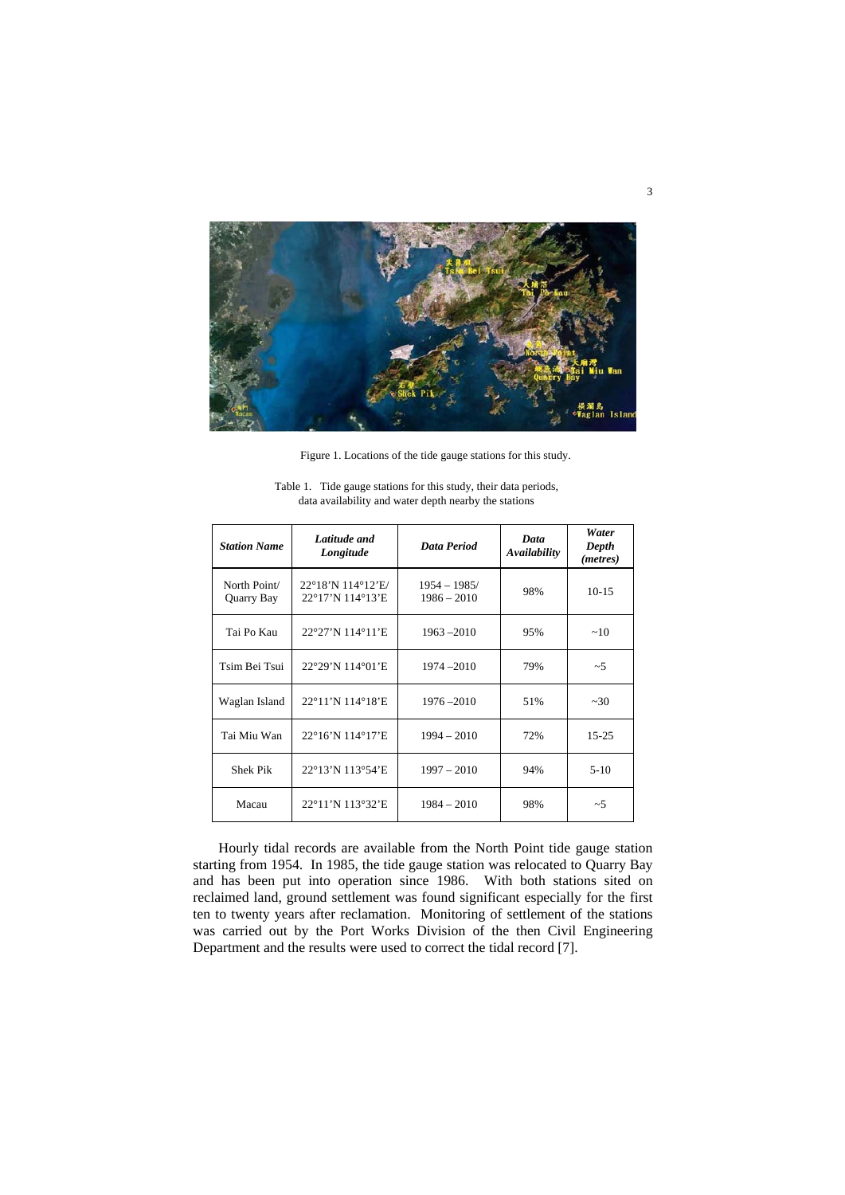Figure 1. Locations of the tide gauge stations for this study.

Table 1. Tide gauge stations for this study, their data periods, data availability and water depth nearby the stations

| ***Station Name*** | ***Latitude and Longitude*** | ***Data Period*** | ***Data Availability*** | ***Water Depth (metres)*** |
|---|---|---|---|---|
| North Point/ Quarry Bay | 22°18'N 114°12'E/ 22°17'N 114°13'E | 1954 – 1985/ 1986 – 2010 | 98% | 10-15 |
| Tai Po Kau | 22°27'N 114°11'E | 1963 –2010 | 95% | ~10 |
| Tsim Bei Tsui | 22°29'N 114°01'E | 1974 –2010 | 79% | ~5 |
| Waglan Island | 22°11'N 114°18'E | 1976 –2010 | 51% | ~30 |
| Tai Miu Wan | 22°16'N 114°17'E | 1994 – 2010 | 72% | 15-25 |
| Shek Pik | 22°13'N 113°54'E | 1997 – 2010 | 94% | 5-10 |
| Macau | 22°11'N 113°32'E | 1984 – 2010 | 98% | ~5 |

Hourly tidal records are available from the North Point tide gauge station starting from 1954. In 1985, the tide gauge station was relocated to Quarry Bay and has been put into operation since 1986. With both stations sited on reclaimed land, ground settlement was found significant especially for the first ten to twenty years after reclamation. Monitoring of settlement of the stations was carried out by the Port Works Division of the then Civil Engineering Department and the results were used to correct the tidal record [7].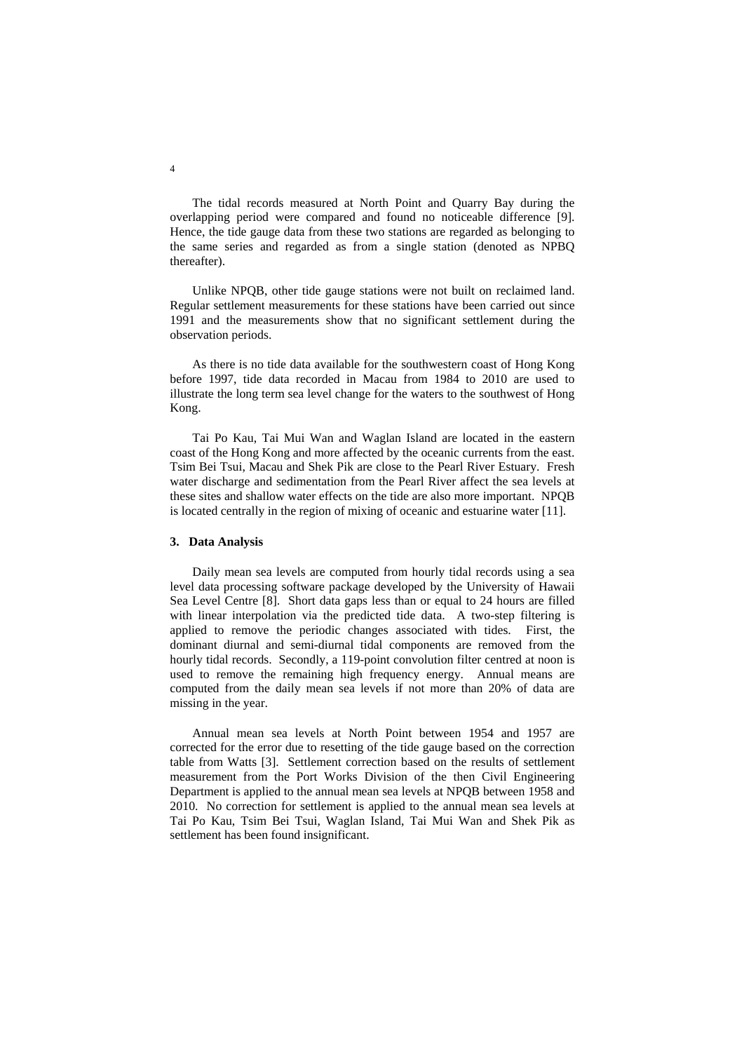The tidal records measured at North Point and Quarry Bay during the overlapping period were compared and found no noticeable difference [9]. Hence, the tide gauge data from these two stations are regarded as belonging to the same series and regarded as from a single station (denoted as NPBQ thereafter).

Unlike NPQB, other tide gauge stations were not built on reclaimed land. Regular settlement measurements for these stations have been carried out since 1991 and the measurements show that no significant settlement during the observation periods.

As there is no tide data available for the southwestern coast of Hong Kong before 1997, tide data recorded in Macau from 1984 to 2010 are used to illustrate the long term sea level change for the waters to the southwest of Hong Kong.

Tai Po Kau, Tai Mui Wan and Waglan Island are located in the eastern coast of the Hong Kong and more affected by the oceanic currents from the east. Tsim Bei Tsui, Macau and Shek Pik are close to the Pearl River Estuary. Fresh water discharge and sedimentation from the Pearl River affect the sea levels at these sites and shallow water effects on the tide are also more important. NPQB is located centrally in the region of mixing of oceanic and estuarine water [11].

## 3. Data Analysis

Daily mean sea levels are computed from hourly tidal records using a sea level data processing software package developed by the University of Hawaii Sea Level Centre [8]. Short data gaps less than or equal to 24 hours are filled with linear interpolation via the predicted tide data. A two-step filtering is applied to remove the periodic changes associated with tides. First, the dominant diurnal and semi-diurnal tidal components are removed from the hourly tidal records. Secondly, a 119-point convolution filter centred at noon is used to remove the remaining high frequency energy. Annual means are computed from the daily mean sea levels if not more than 20% of data are missing in the year.

Annual mean sea levels at North Point between 1954 and 1957 are corrected for the error due to resetting of the tide gauge based on the correction table from Watts [3]. Settlement correction based on the results of settlement measurement from the Port Works Division of the then Civil Engineering Department is applied to the annual mean sea levels at NPQB between 1958 and 2010. No correction for settlement is applied to the annual mean sea levels at Tai Po Kau, Tsim Bei Tsui, Waglan Island, Tai Mui Wan and Shek Pik as settlement has been found insignificant.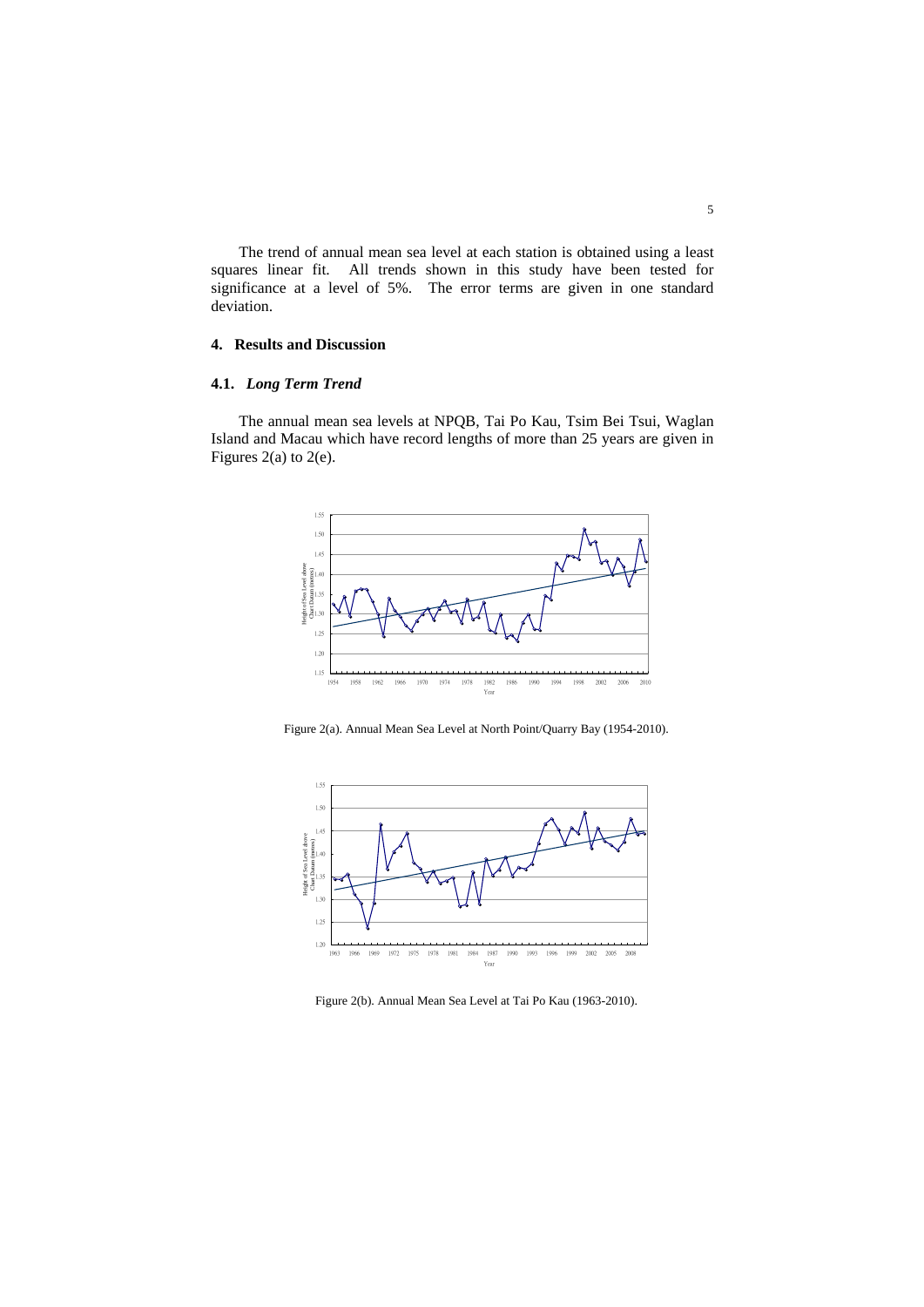The trend of annual mean sea level at each station is obtained using a least squares linear fit. All trends shown in this study have been tested for significance at a level of 5%. The error terms are given in one standard deviation.

## 4. Results and Discussion

### 4.1. *Long Term Trend*

The annual mean sea levels at NPQB, Tai Po Kau, Tsim Bei Tsui, Waglan Island and Macau which have record lengths of more than 25 years are given in Figures 2(a) to 2(e).

Figure 2(a). Annual Mean Sea Level at North Point/Quarry Bay (1954-2010).

Figure 2(b). Annual Mean Sea Level at Tai Po Kau (1963-2010).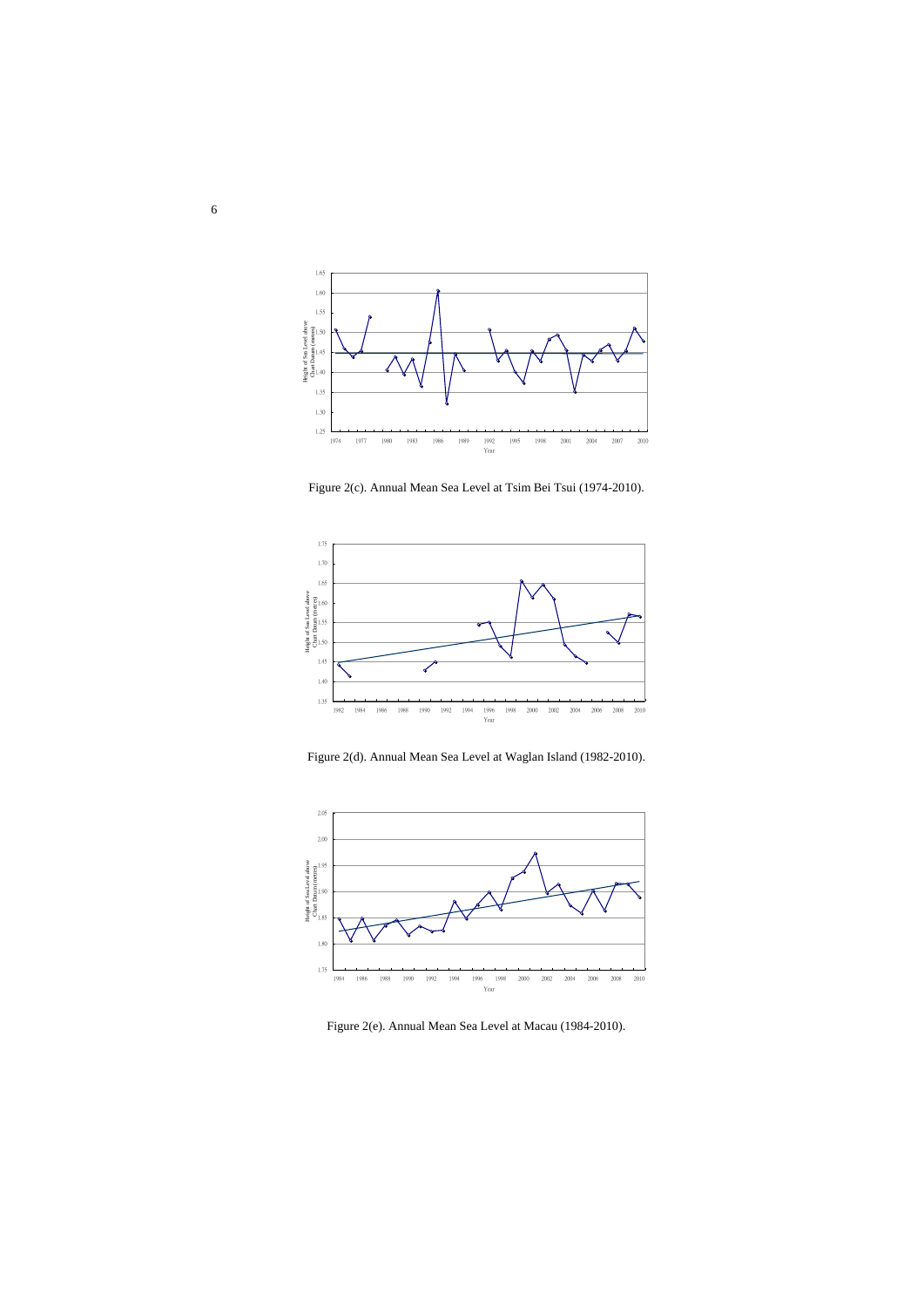Figure 2(c). Annual Mean Sea Level at Tsim Bei Tsui (1974-2010).

Figure 2(d). Annual Mean Sea Level at Waglan Island (1982-2010).

Figure 2(e). Annual Mean Sea Level at Macau (1984-2010).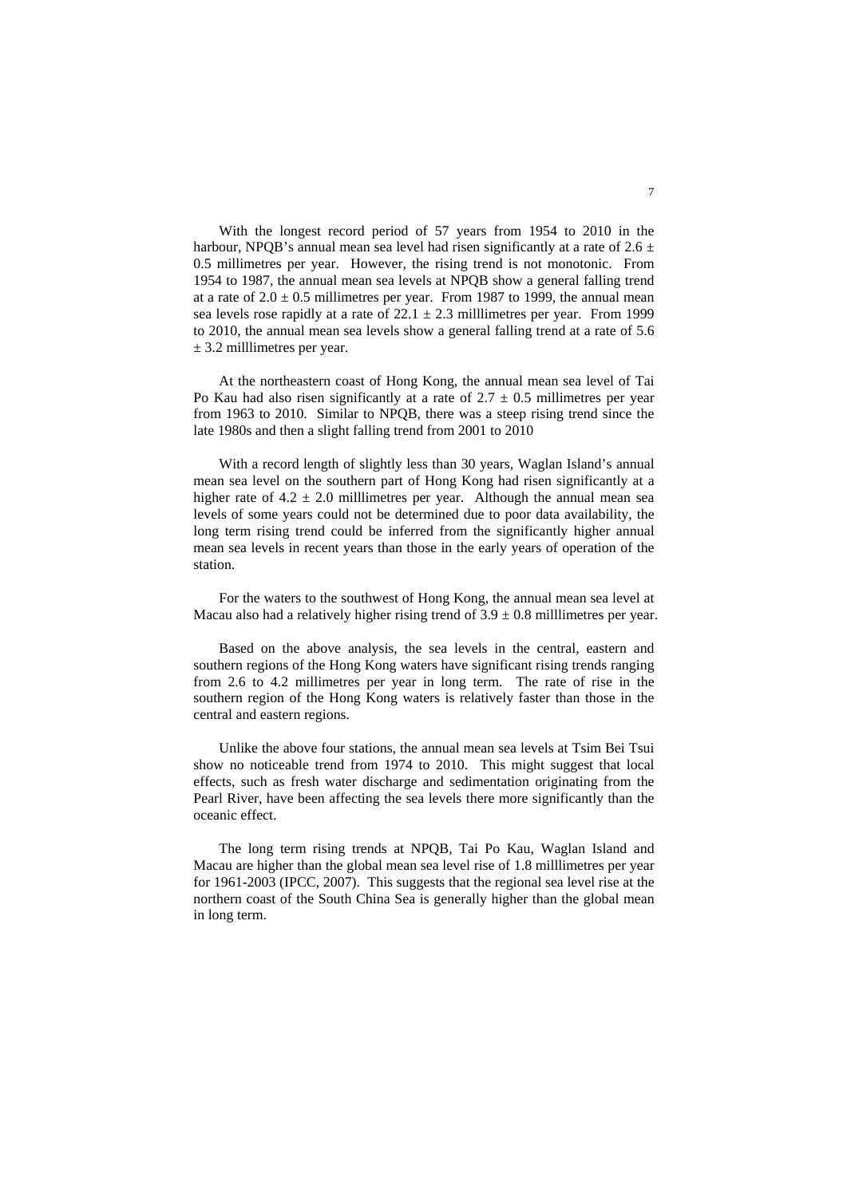With the longest record period of 57 years from 1954 to 2010 in the harbour, NPQB's annual mean sea level had risen significantly at a rate of $2.6 \pm 0.5$ millimetres per year. However, the rising trend is not monotonic. From 1954 to 1987, the annual mean sea levels at NPQB show a general falling trend at a rate of $2.0 \pm 0.5$ millimetres per year. From 1987 to 1999, the annual mean sea levels rose rapidly at a rate of $22.1 \pm 2.3$ milllimetres per year. From 1999 to 2010, the annual mean sea levels show a general falling trend at a rate of $5.6 \pm 3.2$ milllimetres per year.

At the northeastern coast of Hong Kong, the annual mean sea level of Tai Po Kau had also risen significantly at a rate of $2.7 \pm 0.5$ millimetres per year from 1963 to 2010. Similar to NPQB, there was a steep rising trend since the late 1980s and then a slight falling trend from 2001 to 2010

With a record length of slightly less than 30 years, Waglan Island's annual mean sea level on the southern part of Hong Kong had risen significantly at a higher rate of $4.2 \pm 2.0$ milllimetres per year. Although the annual mean sea levels of some years could not be determined due to poor data availability, the long term rising trend could be inferred from the significantly higher annual mean sea levels in recent years than those in the early years of operation of the station.

For the waters to the southwest of Hong Kong, the annual mean sea level at Macau also had a relatively higher rising trend of $3.9 \pm 0.8$ milllimetres per year.

Based on the above analysis, the sea levels in the central, eastern and southern regions of the Hong Kong waters have significant rising trends ranging from 2.6 to 4.2 millimetres per year in long term. The rate of rise in the southern region of the Hong Kong waters is relatively faster than those in the central and eastern regions.

Unlike the above four stations, the annual mean sea levels at Tsim Bei Tsui show no noticeable trend from 1974 to 2010. This might suggest that local effects, such as fresh water discharge and sedimentation originating from the Pearl River, have been affecting the sea levels there more significantly than the oceanic effect.

The long term rising trends at NPQB, Tai Po Kau, Waglan Island and Macau are higher than the global mean sea level rise of 1.8 milllimetres per year for 1961-2003 (IPCC, 2007). This suggests that the regional sea level rise at the northern coast of the South China Sea is generally higher than the global mean in long term.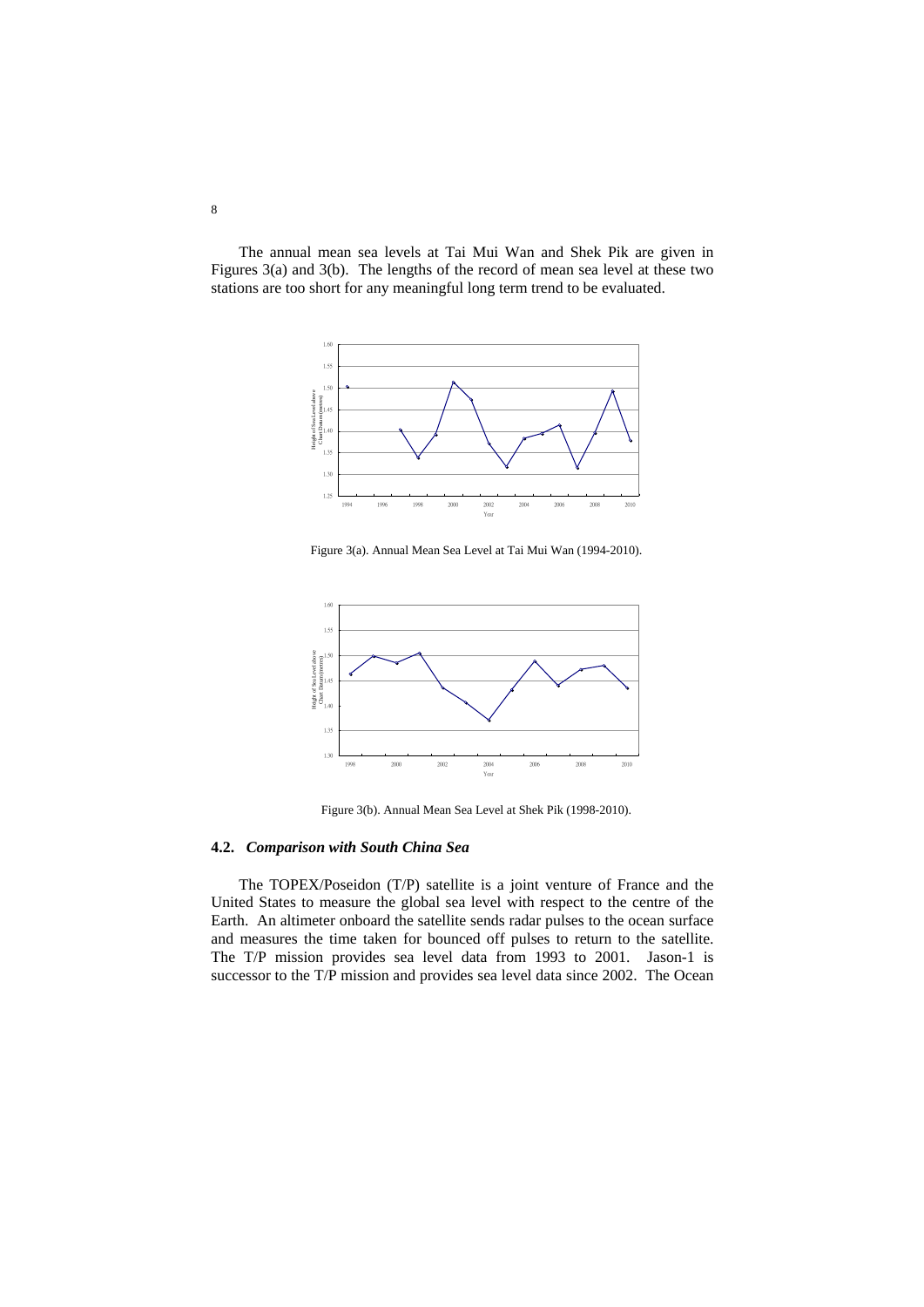The annual mean sea levels at Tai Mui Wan and Shek Pik are given in Figures 3(a) and 3(b). The lengths of the record of mean sea level at these two stations are too short for any meaningful long term trend to be evaluated.

Figure 3(a). Annual Mean Sea Level at Tai Mui Wan (1994-2010).

Figure 3(b). Annual Mean Sea Level at Shek Pik (1998-2010).

### 4.2. *Comparison with South China Sea*

The TOPEX/Poseidon (T/P) satellite is a joint venture of France and the United States to measure the global sea level with respect to the centre of the Earth. An altimeter onboard the satellite sends radar pulses to the ocean surface and measures the time taken for bounced off pulses to return to the satellite. The T/P mission provides sea level data from 1993 to 2001. Jason-1 is successor to the T/P mission and provides sea level data since 2002. The Ocean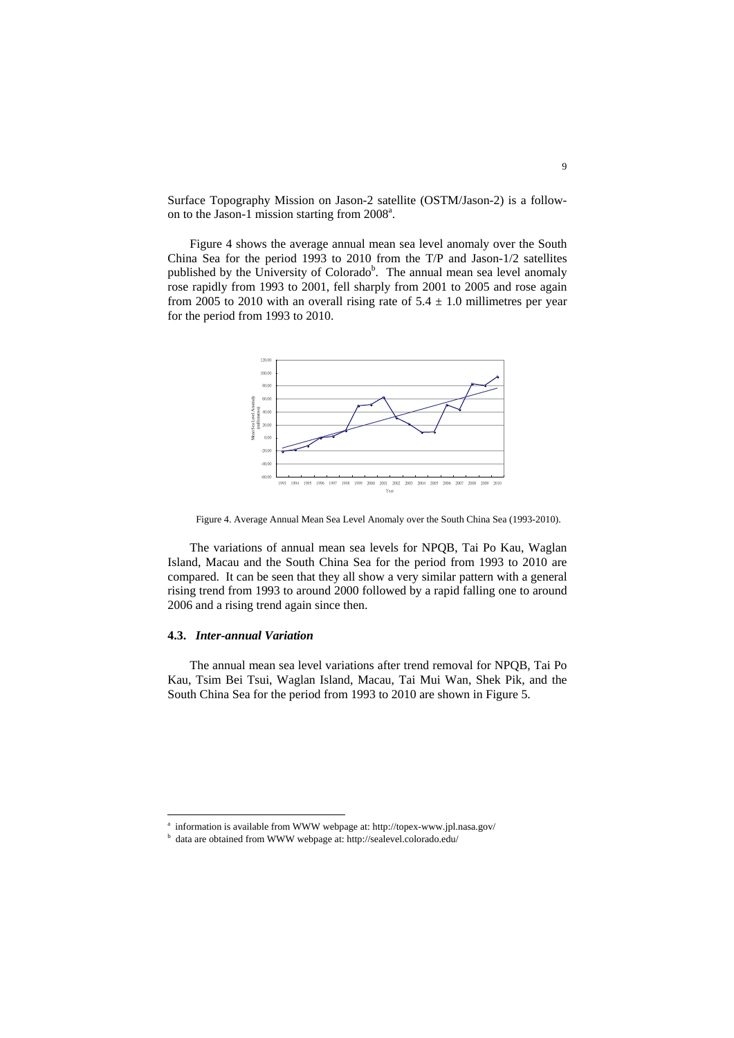Surface Topography Mission on Jason-2 satellite (OSTM/Jason-2) is a follow-on to the Jason-1 mission starting from 2008[a].

Figure 4 shows the average annual mean sea level anomaly over the South China Sea for the period 1993 to 2010 from the T/P and Jason-1/2 satellites published by the University of Colorado[b]. The annual mean sea level anomaly rose rapidly from 1993 to 2001, fell sharply from 2001 to 2005 and rose again from 2005 to 2010 with an overall rising rate of $5.4 \pm 1.0$ millimetres per year for the period from 1993 to 2010.

Figure 4. Average Annual Mean Sea Level Anomaly over the South China Sea (1993-2010).

The variations of annual mean sea levels for NPQB, Tai Po Kau, Waglan Island, Macau and the South China Sea for the period from 1993 to 2010 are compared. It can be seen that they all show a very similar pattern with a general rising trend from 1993 to around 2000 followed by a rapid falling one to around 2006 and a rising trend again since then.

### 4.3. *Inter-annual Variation*

The annual mean sea level variations after trend removal for NPQB, Tai Po Kau, Tsim Bei Tsui, Waglan Island, Macau, Tai Mui Wan, Shek Pik, and the South China Sea for the period from 1993 to 2010 are shown in Figure 5.

[a] information is available from WWW webpage at: http://topex-www.jpl.nasa.gov/

[b] data are obtained from WWW webpage at: http://sealevel.colorado.edu/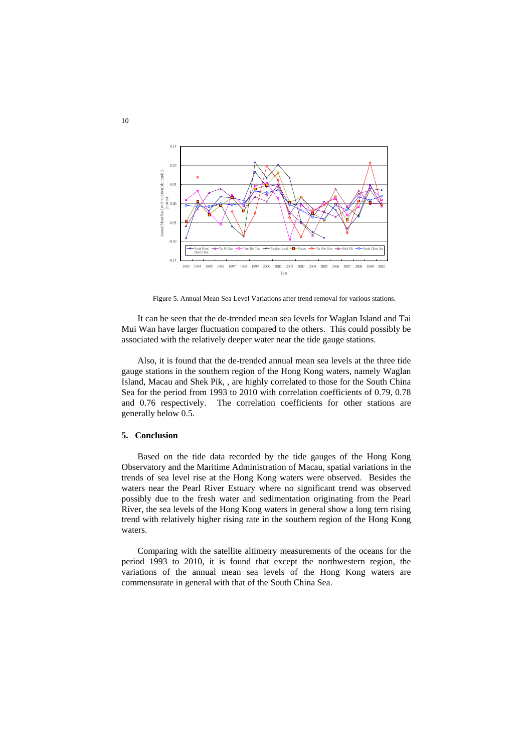Figure 5. Annual Mean Sea Level Variations after trend removal for various stations.

It can be seen that the de-trended mean sea levels for Waglan Island and Tai Mui Wan have larger fluctuation compared to the others. This could possibly be associated with the relatively deeper water near the tide gauge stations.

Also, it is found that the de-trended annual mean sea levels at the three tide gauge stations in the southern region of the Hong Kong waters, namely Waglan Island, Macau and Shek Pik, , are highly correlated to those for the South China Sea for the period from 1993 to 2010 with correlation coefficients of 0.79, 0.78 and 0.76 respectively. The correlation coefficients for other stations are generally below 0.5.

## 5. Conclusion

Based on the tide data recorded by the tide gauges of the Hong Kong Observatory and the Maritime Administration of Macau, spatial variations in the trends of sea level rise at the Hong Kong waters were observed. Besides the waters near the Pearl River Estuary where no significant trend was observed possibly due to the fresh water and sedimentation originating from the Pearl River, the sea levels of the Hong Kong waters in general show a long tern rising trend with relatively higher rising rate in the southern region of the Hong Kong waters.

Comparing with the satellite altimetry measurements of the oceans for the period 1993 to 2010, it is found that except the northwestern region, the variations of the annual mean sea levels of the Hong Kong waters are commensurate in general with that of the South China Sea.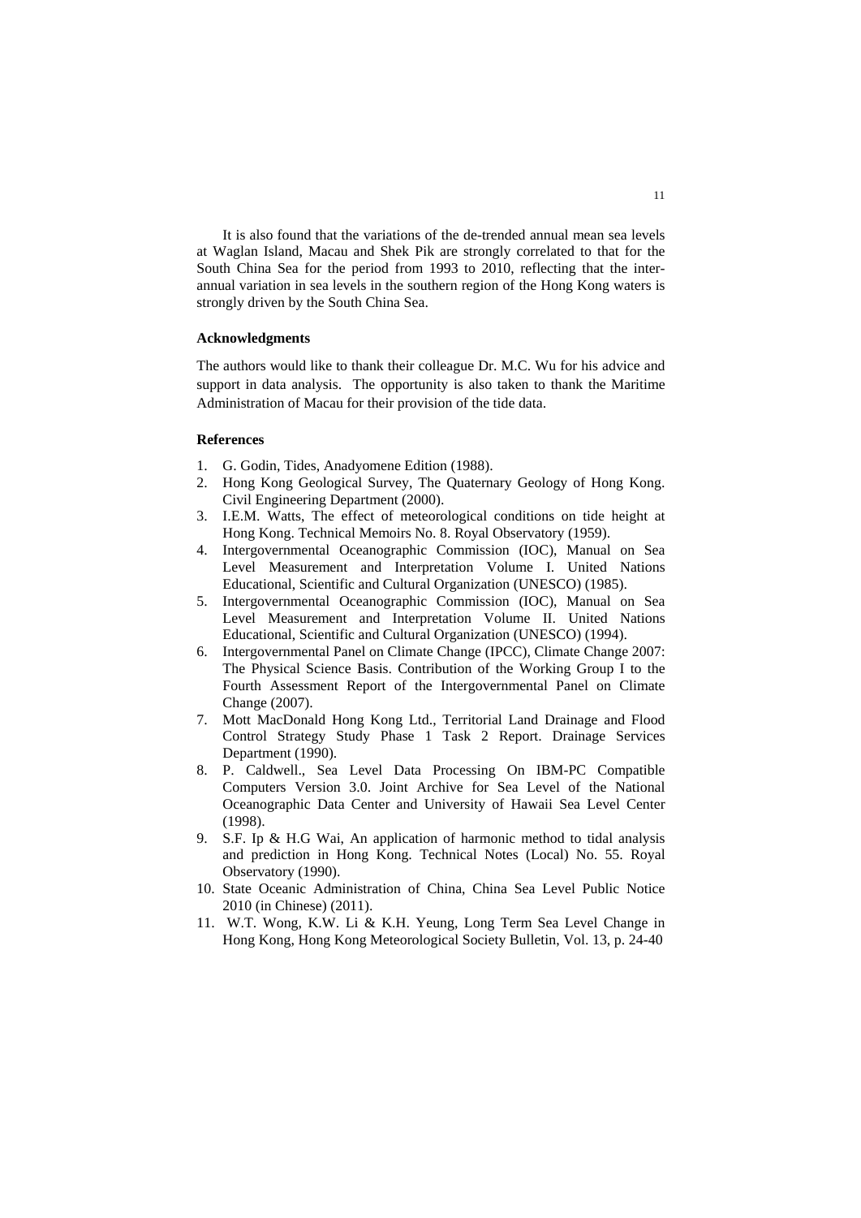It is also found that the variations of the de-trended annual mean sea levels at Waglan Island, Macau and Shek Pik are strongly correlated to that for the South China Sea for the period from 1993 to 2010, reflecting that the inter-annual variation in sea levels in the southern region of the Hong Kong waters is strongly driven by the South China Sea.

### Acknowledgments

The authors would like to thank their colleague Dr. M.C. Wu for his advice and support in data analysis. The opportunity is also taken to thank the Maritime Administration of Macau for their provision of the tide data.

### References

1. G. Godin, Tides, Anadyomene Edition (1988).
2. Hong Kong Geological Survey, The Quaternary Geology of Hong Kong. Civil Engineering Department (2000).
3. I.E.M. Watts, The effect of meteorological conditions on tide height at Hong Kong. Technical Memoirs No. 8. Royal Observatory (1959).
4. Intergovernmental Oceanographic Commission (IOC), Manual on Sea Level Measurement and Interpretation Volume I. United Nations Educational, Scientific and Cultural Organization (UNESCO) (1985).
5. Intergovernmental Oceanographic Commission (IOC), Manual on Sea Level Measurement and Interpretation Volume II. United Nations Educational, Scientific and Cultural Organization (UNESCO) (1994).
6. Intergovernmental Panel on Climate Change (IPCC), Climate Change 2007: The Physical Science Basis. Contribution of the Working Group I to the Fourth Assessment Report of the Intergovernmental Panel on Climate Change (2007).
7. Mott MacDonald Hong Kong Ltd., Territorial Land Drainage and Flood Control Strategy Study Phase 1 Task 2 Report. Drainage Services Department (1990).
8. P. Caldwell., Sea Level Data Processing On IBM-PC Compatible Computers Version 3.0. Joint Archive for Sea Level of the National Oceanographic Data Center and University of Hawaii Sea Level Center (1998).
9. S.F. Ip & H.G Wai, An application of harmonic method to tidal analysis and prediction in Hong Kong. Technical Notes (Local) No. 55. Royal Observatory (1990).
10. State Oceanic Administration of China, China Sea Level Public Notice 2010 (in Chinese) (2011).
11. W.T. Wong, K.W. Li & K.H. Yeung, Long Term Sea Level Change in Hong Kong, Hong Kong Meteorological Society Bulletin, Vol. 13, p. 24-40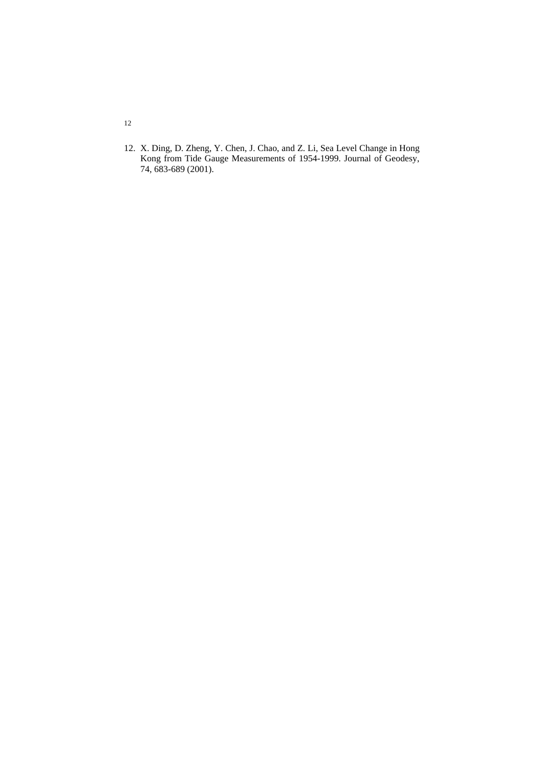12. X. Ding, D. Zheng, Y. Chen, J. Chao, and Z. Li, Sea Level Change in Hong Kong from Tide Gauge Measurements of 1954-1999. Journal of Geodesy, 74, 683-689 (2001).